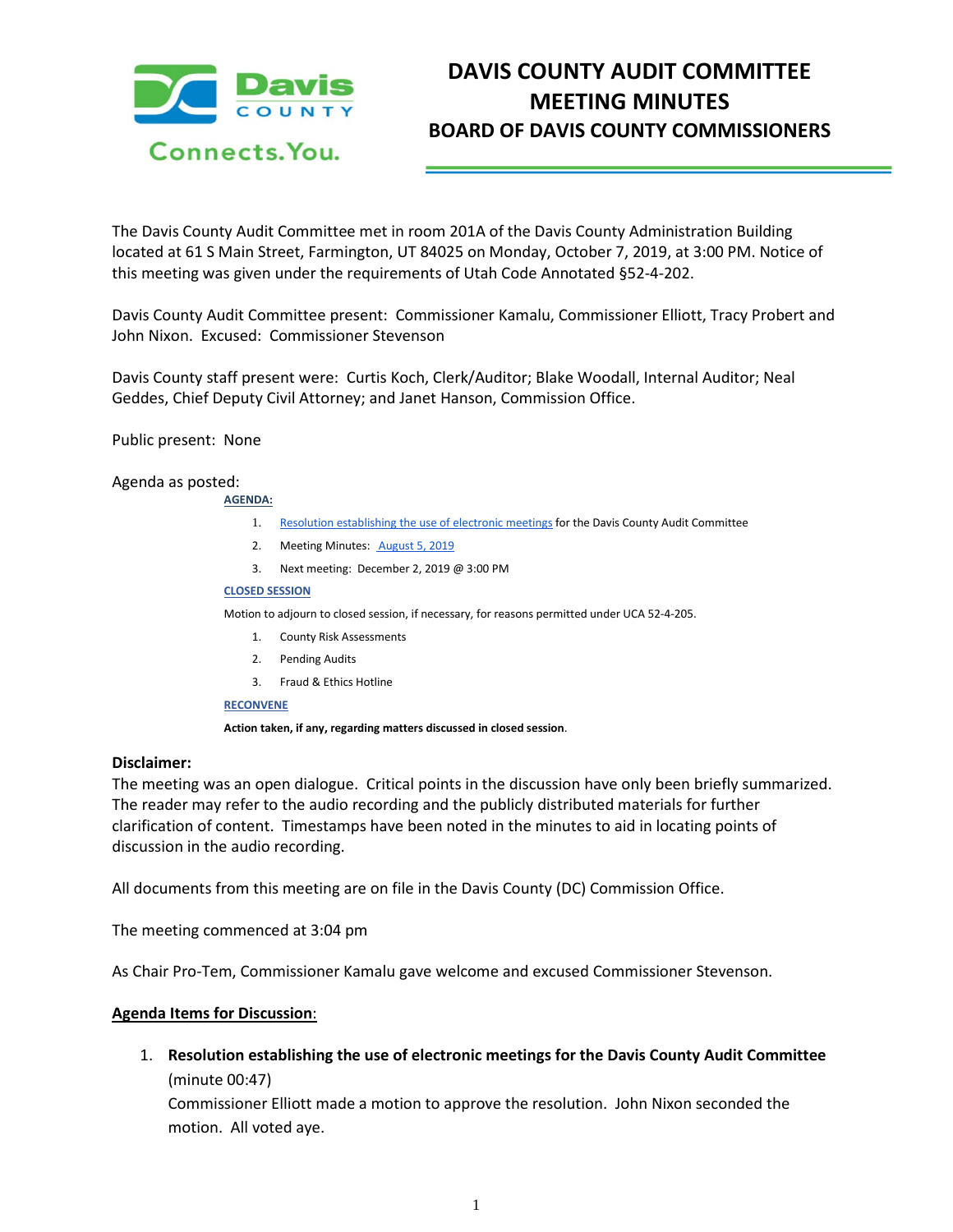# DAVIS COUNTY AUDIT COMMITTEE MEETING MINUTES

## BOARD OF DAVIS COUNTY COMMISSIONERS

The Davis County Audit Committee met in room 201A of the Davis County Administration Building located at 61 S Main Street, Farmington, UT 84025 on Monday, October 7, 2019, at 3:00 PM. Notice of this meeting was given under the requirements of Utah Code Annotated §52-4-202.

Davis County Audit Committee present: Commissioner Kamalu, Commissioner Elliott, Tracy Probert and John Nixon. Excused: Commissioner Stevenson

Davis County staff present were: Curtis Koch, Clerk/Auditor; Blake Woodall, Internal Auditor; Neal Geddes, Chief Deputy Civil Attorney; and Janet Hanson, Commission Office.

Public present: None

Agenda as posted:

**AGENDA:**

1. Resolution establishing the use of electronic meetings for the Davis County Audit Committee
2. Meeting Minutes: August 5, 2019
3. Next meeting: December 2, 2019 @ 3:00 PM

**CLOSED SESSION**

Motion to adjourn to closed session, if necessary, for reasons permitted under UCA 52-4-205.

1. County Risk Assessments
2. Pending Audits
3. Fraud & Ethics Hotline

**RECONVENE**

**Action taken, if any, regarding matters discussed in closed session**.

**Disclaimer:**

The meeting was an open dialogue. Critical points in the discussion have only been briefly summarized. The reader may refer to the audio recording and the publicly distributed materials for further clarification of content. Timestamps have been noted in the minutes to aid in locating points of discussion in the audio recording.

All documents from this meeting are on file in the Davis County (DC) Commission Office.

The meeting commenced at 3:04 pm

As Chair Pro-Tem, Commissioner Kamalu gave welcome and excused Commissioner Stevenson.

**Agenda Items for Discussion**:

1. **Resolution establishing the use of electronic meetings for the Davis County Audit Committee** (minute 00:47)
   Commissioner Elliott made a motion to approve the resolution. John Nixon seconded the motion. All voted aye.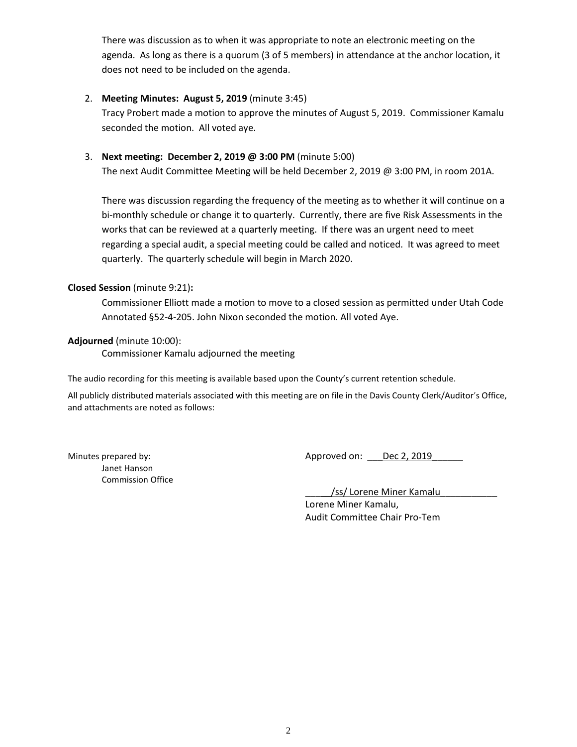There was discussion as to when it was appropriate to note an electronic meeting on the agenda. As long as there is a quorum (3 of 5 members) in attendance at the anchor location, it does not need to be included on the agenda.

2. **Meeting Minutes: August 5, 2019** (minute 3:45)
   Tracy Probert made a motion to approve the minutes of August 5, 2019. Commissioner Kamalu seconded the motion. All voted aye.

3. **Next meeting: December 2, 2019 @ 3:00 PM** (minute 5:00)
   The next Audit Committee Meeting will be held December 2, 2019 @ 3:00 PM, in room 201A.

   There was discussion regarding the frequency of the meeting as to whether it will continue on a bi-monthly schedule or change it to quarterly. Currently, there are five Risk Assessments in the works that can be reviewed at a quarterly meeting. If there was an urgent need to meet regarding a special audit, a special meeting could be called and noticed. It was agreed to meet quarterly. The quarterly schedule will begin in March 2020.

**Closed Session** (minute 9:21)**:**

Commissioner Elliott made a motion to move to a closed session as permitted under Utah Code Annotated §52-4-205. John Nixon seconded the motion. All voted Aye.

**Adjourned** (minute 10:00):

Commissioner Kamalu adjourned the meeting

The audio recording for this meeting is available based upon the County's current retention schedule.

All publicly distributed materials associated with this meeting are on file in the Davis County Clerk/Auditor's Office, and attachments are noted as follows:

Minutes prepared by:
Janet Hanson
Commission Office

Approved on: ___Dec 2, 2019______

_____/ss/ Lorene Miner Kamalu___________
Lorene Miner Kamalu,
Audit Committee Chair Pro-Tem